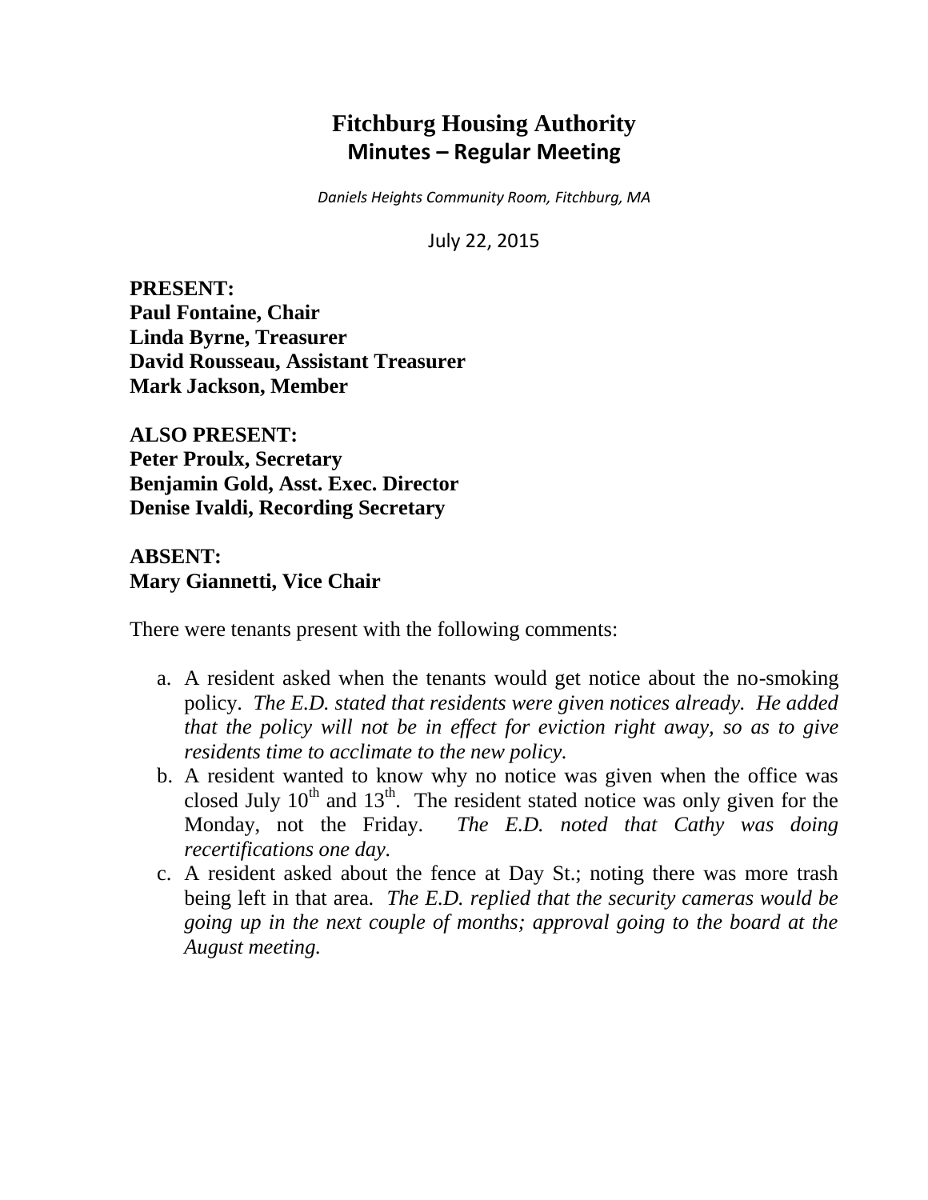# Fitchburg Housing Authority
## Minutes – Regular Meeting

*Daniels Heights Community Room, Fitchburg, MA*

July 22, 2015

**PRESENT:**
**Paul Fontaine, Chair**
**Linda Byrne, Treasurer**
**David Rousseau, Assistant Treasurer**
**Mark Jackson, Member**

**ALSO PRESENT:**
**Peter Proulx, Secretary**
**Benjamin Gold, Asst. Exec. Director**
**Denise Ivaldi, Recording Secretary**

**ABSENT:**
**Mary Giannetti, Vice Chair**

There were tenants present with the following comments:

a. A resident asked when the tenants would get notice about the no-smoking policy. *The E.D. stated that residents were given notices already. He added that the policy will not be in effect for eviction right away, so as to give residents time to acclimate to the new policy.*
b. A resident wanted to know why no notice was given when the office was closed July 10th and 13th. The resident stated notice was only given for the Monday, not the Friday. *The E.D. noted that Cathy was doing recertifications one day.*
c. A resident asked about the fence at Day St.; noting there was more trash being left in that area. *The E.D. replied that the security cameras would be going up in the next couple of months; approval going to the board at the August meeting.*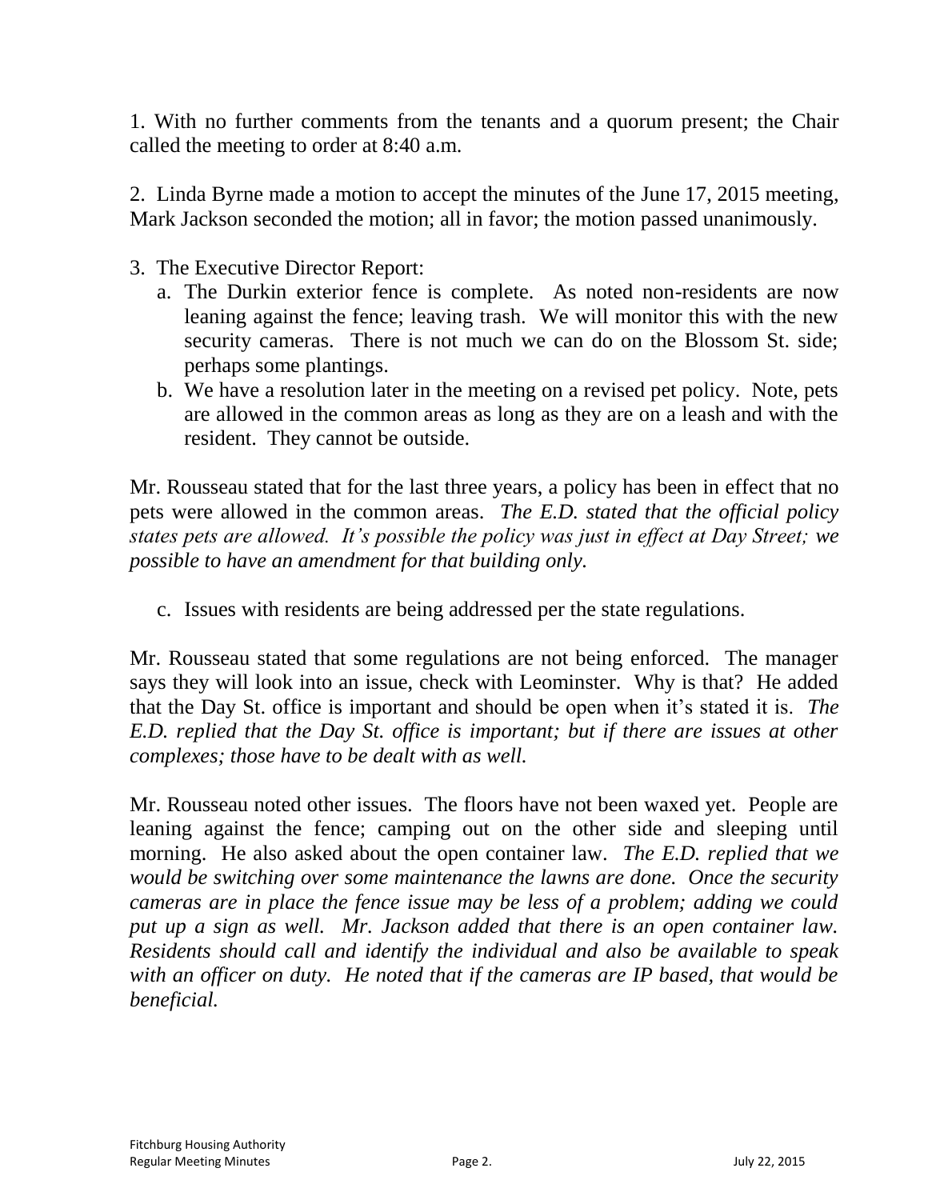1. With no further comments from the tenants and a quorum present; the Chair called the meeting to order at 8:40 a.m.

2. Linda Byrne made a motion to accept the minutes of the June 17, 2015 meeting, Mark Jackson seconded the motion; all in favor; the motion passed unanimously.

3. The Executive Director Report:
   a. The Durkin exterior fence is complete. As noted non-residents are now leaning against the fence; leaving trash. We will monitor this with the new security cameras. There is not much we can do on the Blossom St. side; perhaps some plantings.
   b. We have a resolution later in the meeting on a revised pet policy. Note, pets are allowed in the common areas as long as they are on a leash and with the resident. They cannot be outside.

Mr. Rousseau stated that for the last three years, a policy has been in effect that no pets were allowed in the common areas. *The E.D. stated that the official policy states pets are allowed. It's possible the policy was just in effect at Day Street; we possible to have an amendment for that building only.*

   c. Issues with residents are being addressed per the state regulations.

Mr. Rousseau stated that some regulations are not being enforced. The manager says they will look into an issue, check with Leominster. Why is that? He added that the Day St. office is important and should be open when it's stated it is. *The E.D. replied that the Day St. office is important; but if there are issues at other complexes; those have to be dealt with as well.*

Mr. Rousseau noted other issues. The floors have not been waxed yet. People are leaning against the fence; camping out on the other side and sleeping until morning. He also asked about the open container law. *The E.D. replied that we would be switching over some maintenance the lawns are done. Once the security cameras are in place the fence issue may be less of a problem; adding we could put up a sign as well. Mr. Jackson added that there is an open container law. Residents should call and identify the individual and also be available to speak with an officer on duty. He noted that if the cameras are IP based, that would be beneficial.*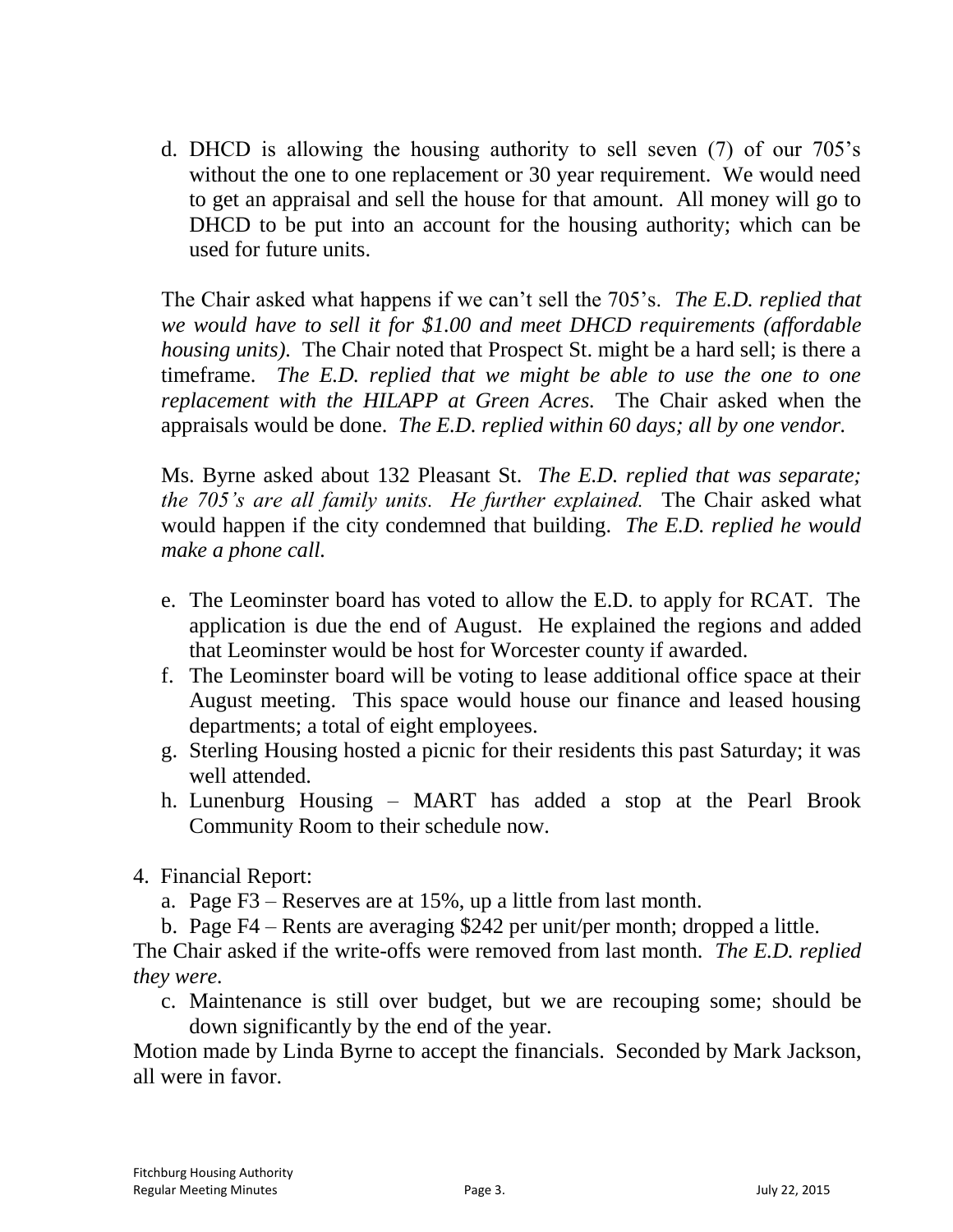d. DHCD is allowing the housing authority to sell seven (7) of our 705's without the one to one replacement or 30 year requirement. We would need to get an appraisal and sell the house for that amount. All money will go to DHCD to be put into an account for the housing authority; which can be used for future units.

The Chair asked what happens if we can't sell the 705's. *The E.D. replied that we would have to sell it for $1.00 and meet DHCD requirements (affordable housing units).* The Chair noted that Prospect St. might be a hard sell; is there a timeframe. *The E.D. replied that we might be able to use the one to one replacement with the HILAPP at Green Acres.* The Chair asked when the appraisals would be done. *The E.D. replied within 60 days; all by one vendor.*

Ms. Byrne asked about 132 Pleasant St. *The E.D. replied that was separate; the 705's are all family units. He further explained.* The Chair asked what would happen if the city condemned that building. *The E.D. replied he would make a phone call.*

e. The Leominster board has voted to allow the E.D. to apply for RCAT. The application is due the end of August. He explained the regions and added that Leominster would be host for Worcester county if awarded.
f. The Leominster board will be voting to lease additional office space at their August meeting. This space would house our finance and leased housing departments; a total of eight employees.
g. Sterling Housing hosted a picnic for their residents this past Saturday; it was well attended.
h. Lunenburg Housing – MART has added a stop at the Pearl Brook Community Room to their schedule now.

4. Financial Report:
   a. Page F3 – Reserves are at 15%, up a little from last month.
   b. Page F4 – Rents are averaging $242 per unit/per month; dropped a little.

The Chair asked if the write-offs were removed from last month. *The E.D. replied they were.*

   c. Maintenance is still over budget, but we are recouping some; should be down significantly by the end of the year.

Motion made by Linda Byrne to accept the financials. Seconded by Mark Jackson, all were in favor.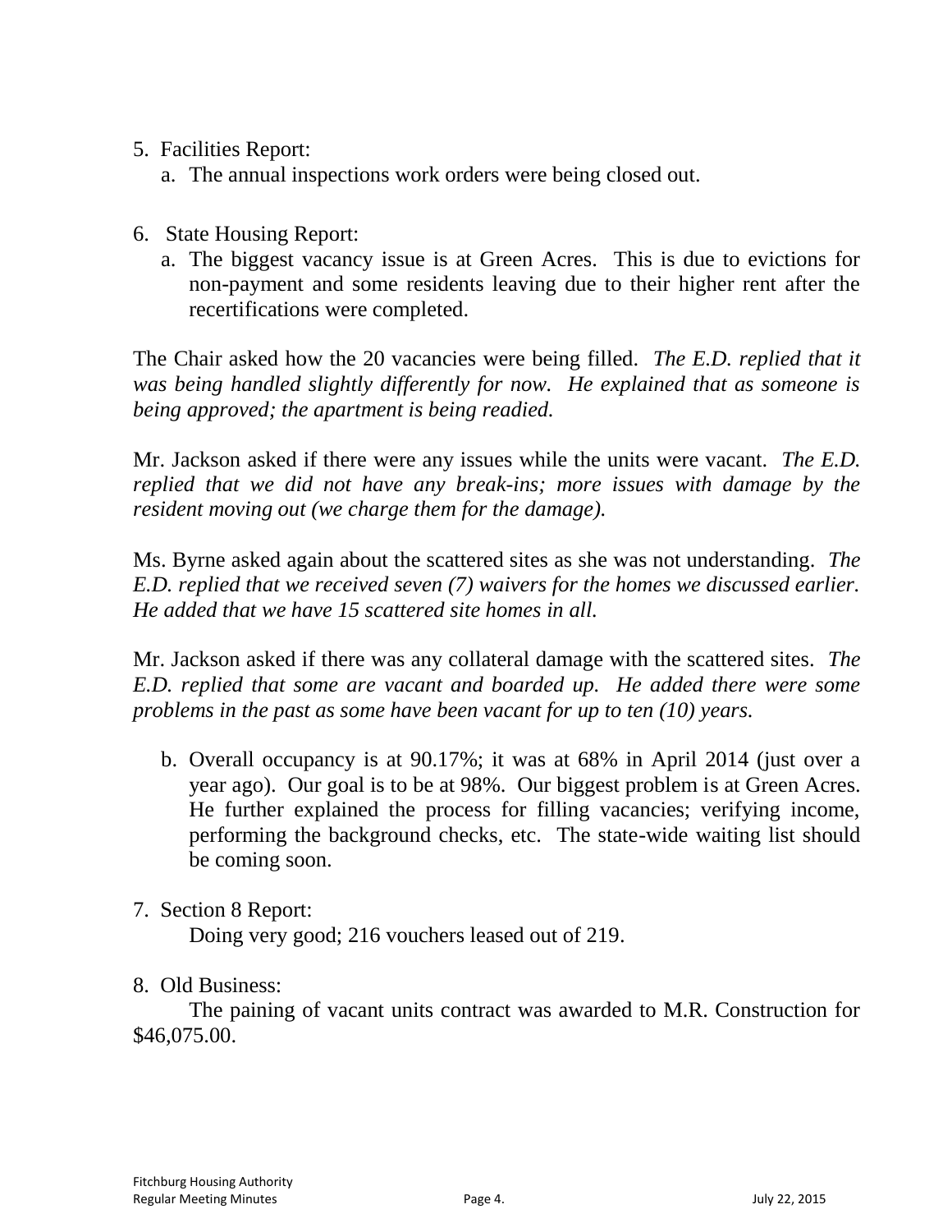5. Facilities Report:
    a. The annual inspections work orders were being closed out.

6. State Housing Report:
    a. The biggest vacancy issue is at Green Acres. This is due to evictions for non-payment and some residents leaving due to their higher rent after the recertifications were completed.

The Chair asked how the 20 vacancies were being filled. *The E.D. replied that it was being handled slightly differently for now. He explained that as someone is being approved; the apartment is being readied.*

Mr. Jackson asked if there were any issues while the units were vacant. *The E.D. replied that we did not have any break-ins; more issues with damage by the resident moving out (we charge them for the damage).*

Ms. Byrne asked again about the scattered sites as she was not understanding. *The E.D. replied that we received seven (7) waivers for the homes we discussed earlier. He added that we have 15 scattered site homes in all.*

Mr. Jackson asked if there was any collateral damage with the scattered sites. *The E.D. replied that some are vacant and boarded up. He added there were some problems in the past as some have been vacant for up to ten (10) years.*

   b. Overall occupancy is at 90.17%; it was at 68% in April 2014 (just over a year ago). Our goal is to be at 98%. Our biggest problem is at Green Acres. He further explained the process for filling vacancies; verifying income, performing the background checks, etc. The state-wide waiting list should be coming soon.

7. Section 8 Report:
    Doing very good; 216 vouchers leased out of 219.

8. Old Business:
    The paining of vacant units contract was awarded to M.R. Construction for $46,075.00.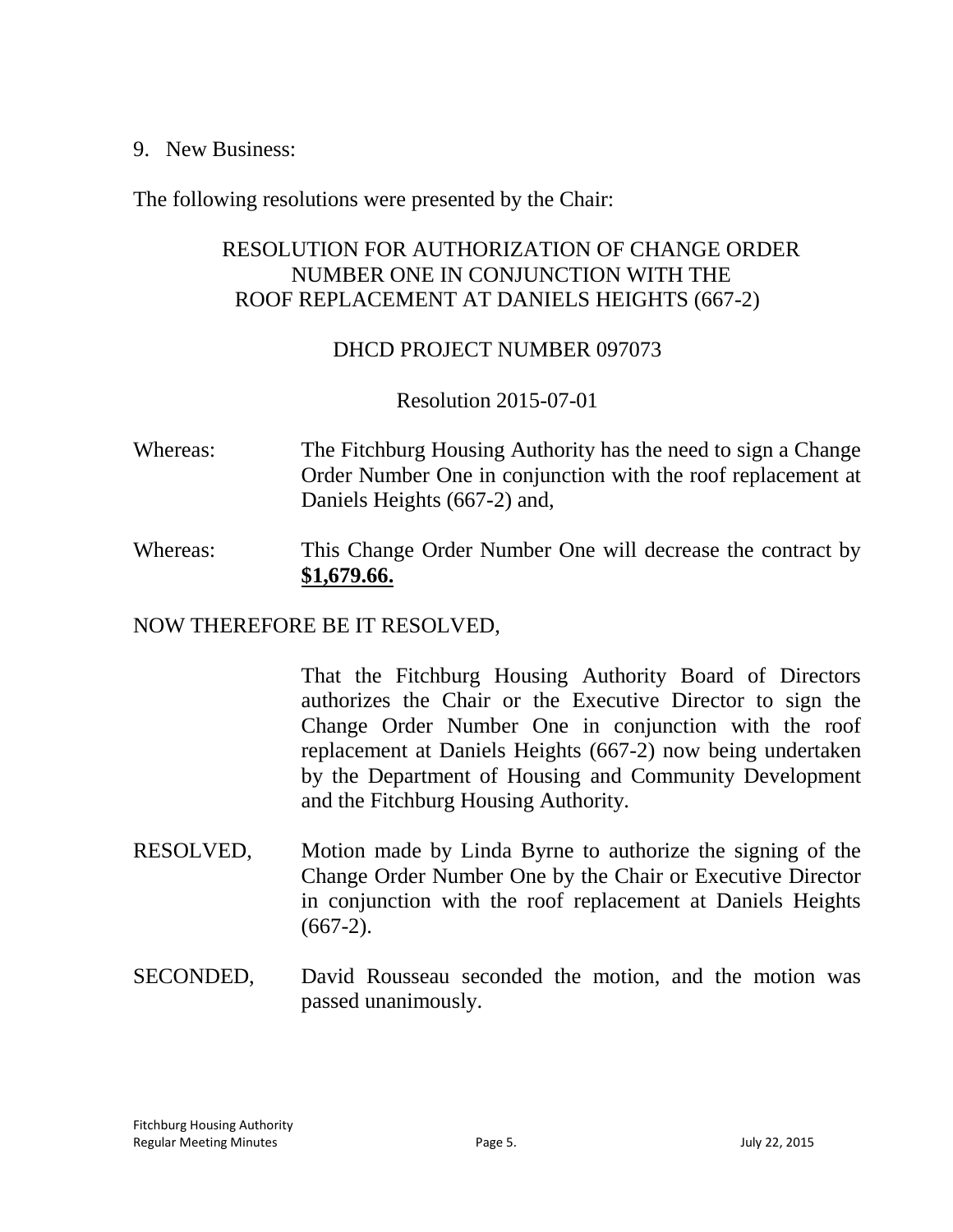9. New Business:

The following resolutions were presented by the Chair:

RESOLUTION FOR AUTHORIZATION OF CHANGE ORDER NUMBER ONE IN CONJUNCTION WITH THE ROOF REPLACEMENT AT DANIELS HEIGHTS (667-2)

DHCD PROJECT NUMBER 097073

Resolution 2015-07-01

Whereas: The Fitchburg Housing Authority has the need to sign a Change Order Number One in conjunction with the roof replacement at Daniels Heights (667-2) and,

Whereas: This Change Order Number One will decrease the contract by **$1,679.66.**

NOW THEREFORE BE IT RESOLVED,

That the Fitchburg Housing Authority Board of Directors authorizes the Chair or the Executive Director to sign the Change Order Number One in conjunction with the roof replacement at Daniels Heights (667-2) now being undertaken by the Department of Housing and Community Development and the Fitchburg Housing Authority.

RESOLVED, Motion made by Linda Byrne to authorize the signing of the Change Order Number One by the Chair or Executive Director in conjunction with the roof replacement at Daniels Heights (667-2).

SECONDED, David Rousseau seconded the motion, and the motion was passed unanimously.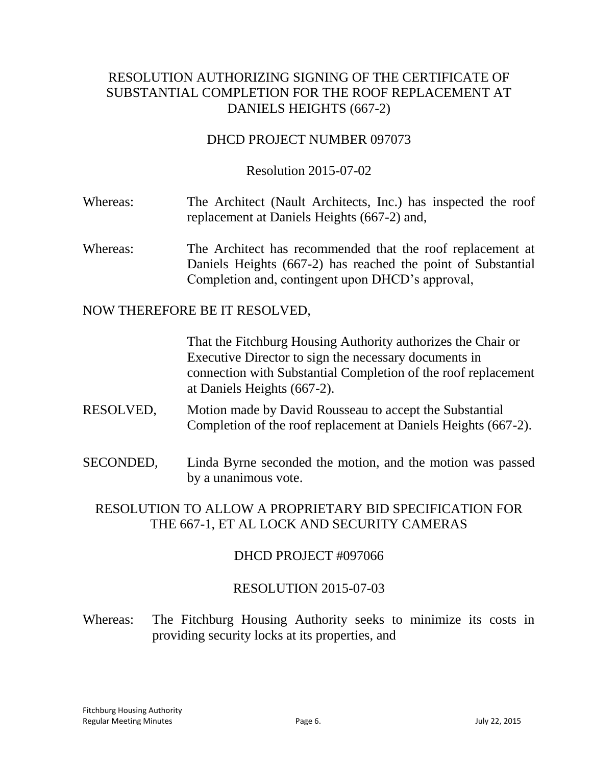## RESOLUTION AUTHORIZING SIGNING OF THE CERTIFICATE OF SUBSTANTIAL COMPLETION FOR THE ROOF REPLACEMENT AT DANIELS HEIGHTS (667-2)

### DHCD PROJECT NUMBER 097073

### Resolution 2015-07-02

Whereas: The Architect (Nault Architects, Inc.) has inspected the roof replacement at Daniels Heights (667-2) and,

Whereas: The Architect has recommended that the roof replacement at Daniels Heights (667-2) has reached the point of Substantial Completion and, contingent upon DHCD's approval,

NOW THEREFORE BE IT RESOLVED,

That the Fitchburg Housing Authority authorizes the Chair or Executive Director to sign the necessary documents in connection with Substantial Completion of the roof replacement at Daniels Heights (667-2).

RESOLVED, Motion made by David Rousseau to accept the Substantial Completion of the roof replacement at Daniels Heights (667-2).

SECONDED, Linda Byrne seconded the motion, and the motion was passed by a unanimous vote.

## RESOLUTION TO ALLOW A PROPRIETARY BID SPECIFICATION FOR THE 667-1, ET AL LOCK AND SECURITY CAMERAS

### DHCD PROJECT #097066

### RESOLUTION 2015-07-03

Whereas: The Fitchburg Housing Authority seeks to minimize its costs in providing security locks at its properties, and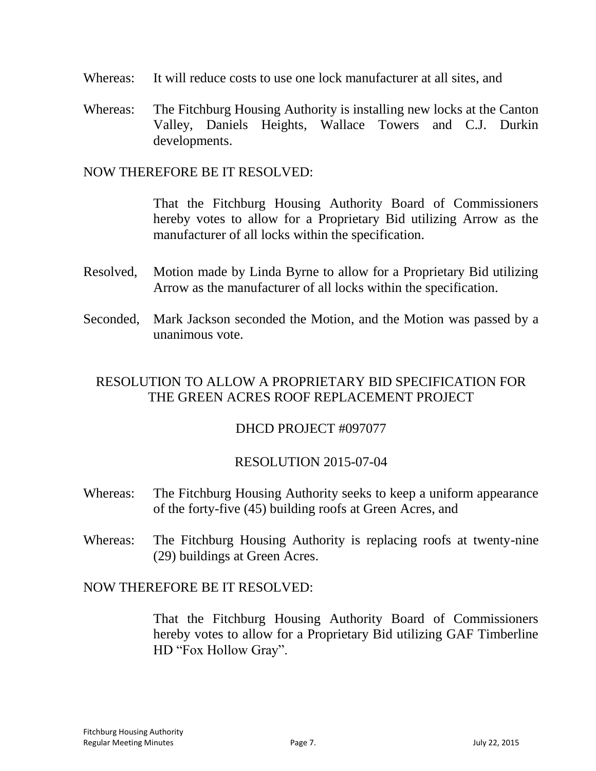Whereas: It will reduce costs to use one lock manufacturer at all sites, and

Whereas: The Fitchburg Housing Authority is installing new locks at the Canton Valley, Daniels Heights, Wallace Towers and C.J. Durkin developments.

NOW THEREFORE BE IT RESOLVED:

That the Fitchburg Housing Authority Board of Commissioners hereby votes to allow for a Proprietary Bid utilizing Arrow as the manufacturer of all locks within the specification.

Resolved, Motion made by Linda Byrne to allow for a Proprietary Bid utilizing Arrow as the manufacturer of all locks within the specification.

Seconded, Mark Jackson seconded the Motion, and the Motion was passed by a unanimous vote.

RESOLUTION TO ALLOW A PROPRIETARY BID SPECIFICATION FOR THE GREEN ACRES ROOF REPLACEMENT PROJECT

DHCD PROJECT #097077

RESOLUTION 2015-07-04

Whereas: The Fitchburg Housing Authority seeks to keep a uniform appearance of the forty-five (45) building roofs at Green Acres, and

Whereas: The Fitchburg Housing Authority is replacing roofs at twenty-nine (29) buildings at Green Acres.

NOW THEREFORE BE IT RESOLVED:

That the Fitchburg Housing Authority Board of Commissioners hereby votes to allow for a Proprietary Bid utilizing GAF Timberline HD "Fox Hollow Gray".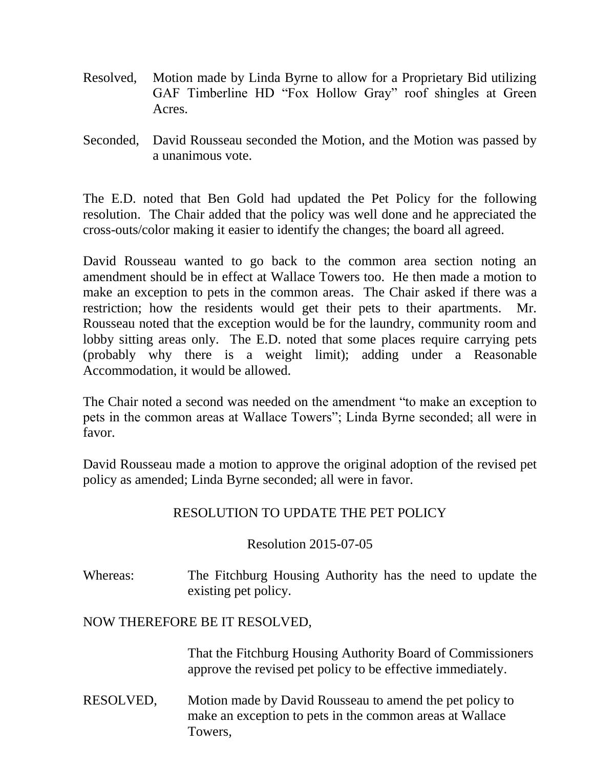Resolved, Motion made by Linda Byrne to allow for a Proprietary Bid utilizing GAF Timberline HD "Fox Hollow Gray" roof shingles at Green Acres.

Seconded, David Rousseau seconded the Motion, and the Motion was passed by a unanimous vote.

The E.D. noted that Ben Gold had updated the Pet Policy for the following resolution. The Chair added that the policy was well done and he appreciated the cross-outs/color making it easier to identify the changes; the board all agreed.

David Rousseau wanted to go back to the common area section noting an amendment should be in effect at Wallace Towers too. He then made a motion to make an exception to pets in the common areas. The Chair asked if there was a restriction; how the residents would get their pets to their apartments. Mr. Rousseau noted that the exception would be for the laundry, community room and lobby sitting areas only. The E.D. noted that some places require carrying pets (probably why there is a weight limit); adding under a Reasonable Accommodation, it would be allowed.

The Chair noted a second was needed on the amendment "to make an exception to pets in the common areas at Wallace Towers"; Linda Byrne seconded; all were in favor.

David Rousseau made a motion to approve the original adoption of the revised pet policy as amended; Linda Byrne seconded; all were in favor.

## RESOLUTION TO UPDATE THE PET POLICY

Resolution 2015-07-05

Whereas: The Fitchburg Housing Authority has the need to update the existing pet policy.

NOW THEREFORE BE IT RESOLVED,

That the Fitchburg Housing Authority Board of Commissioners approve the revised pet policy to be effective immediately.

RESOLVED, Motion made by David Rousseau to amend the pet policy to make an exception to pets in the common areas at Wallace Towers,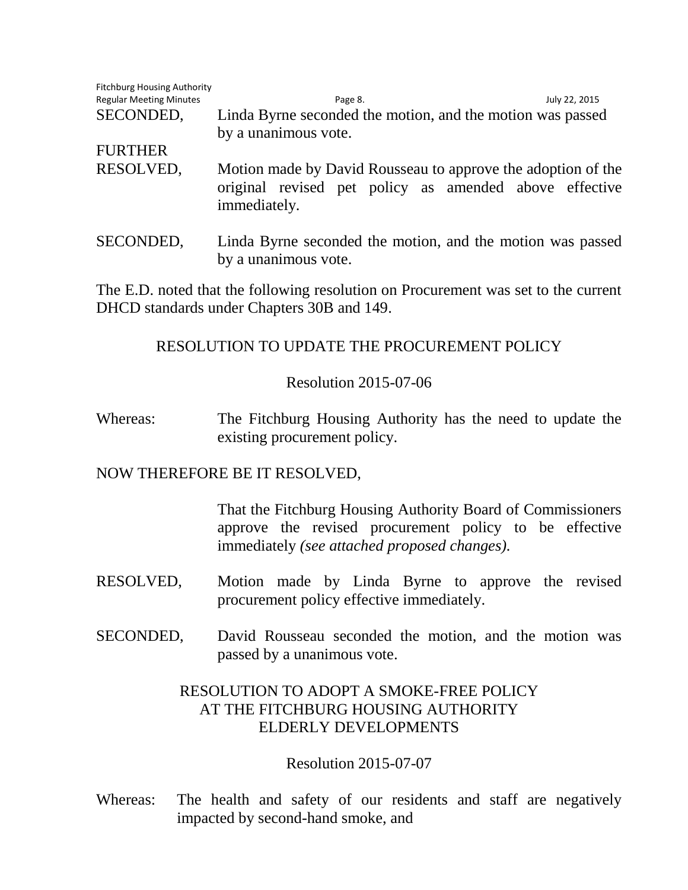SECONDED, Linda Byrne seconded the motion, and the motion was passed by a unanimous vote.

FURTHER RESOLVED, Motion made by David Rousseau to approve the adoption of the original revised pet policy as amended above effective immediately.

SECONDED, Linda Byrne seconded the motion, and the motion was passed by a unanimous vote.

The E.D. noted that the following resolution on Procurement was set to the current DHCD standards under Chapters 30B and 149.

## RESOLUTION TO UPDATE THE PROCUREMENT POLICY

Resolution 2015-07-06

Whereas: The Fitchburg Housing Authority has the need to update the existing procurement policy.

NOW THEREFORE BE IT RESOLVED,

That the Fitchburg Housing Authority Board of Commissioners approve the revised procurement policy to be effective immediately *(see attached proposed changes)*.

RESOLVED, Motion made by Linda Byrne to approve the revised procurement policy effective immediately.

SECONDED, David Rousseau seconded the motion, and the motion was passed by a unanimous vote.

## RESOLUTION TO ADOPT A SMOKE-FREE POLICY AT THE FITCHBURG HOUSING AUTHORITY ELDERLY DEVELOPMENTS

Resolution 2015-07-07

Whereas: The health and safety of our residents and staff are negatively impacted by second-hand smoke, and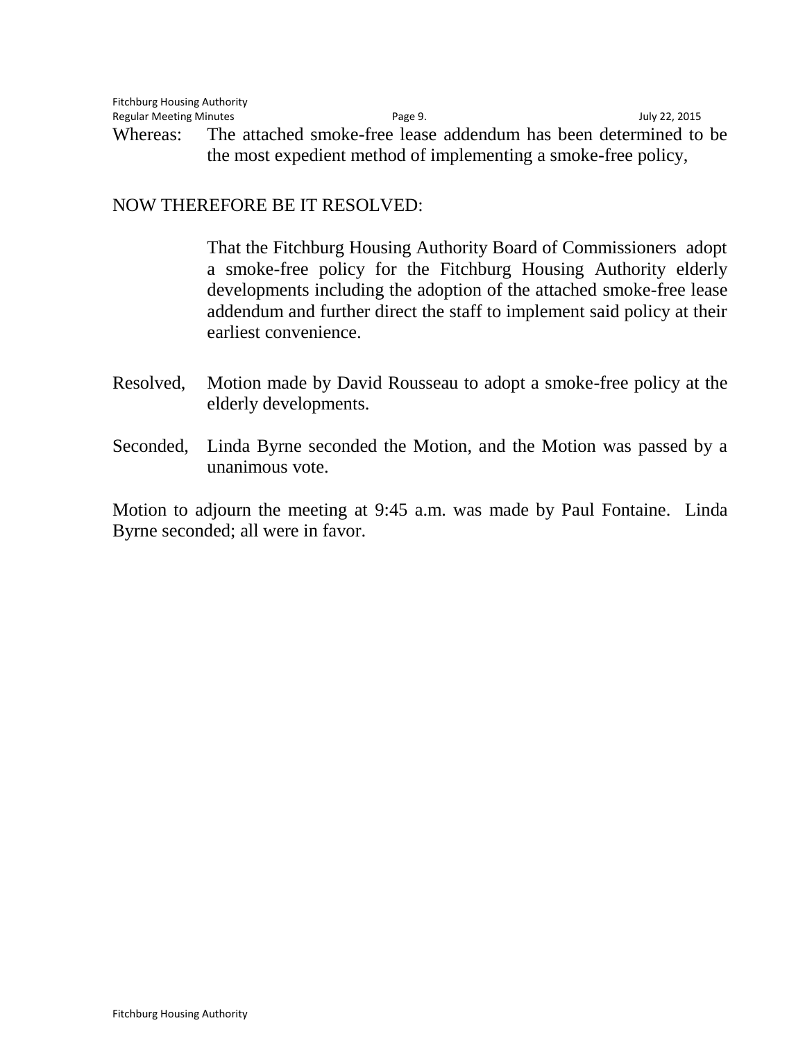Whereas: The attached smoke-free lease addendum has been determined to be the most expedient method of implementing a smoke-free policy,

NOW THEREFORE BE IT RESOLVED:

That the Fitchburg Housing Authority Board of Commissioners adopt a smoke-free policy for the Fitchburg Housing Authority elderly developments including the adoption of the attached smoke-free lease addendum and further direct the staff to implement said policy at their earliest convenience.

Resolved, Motion made by David Rousseau to adopt a smoke-free policy at the elderly developments.

Seconded, Linda Byrne seconded the Motion, and the Motion was passed by a unanimous vote.

Motion to adjourn the meeting at 9:45 a.m. was made by Paul Fontaine. Linda Byrne seconded; all were in favor.